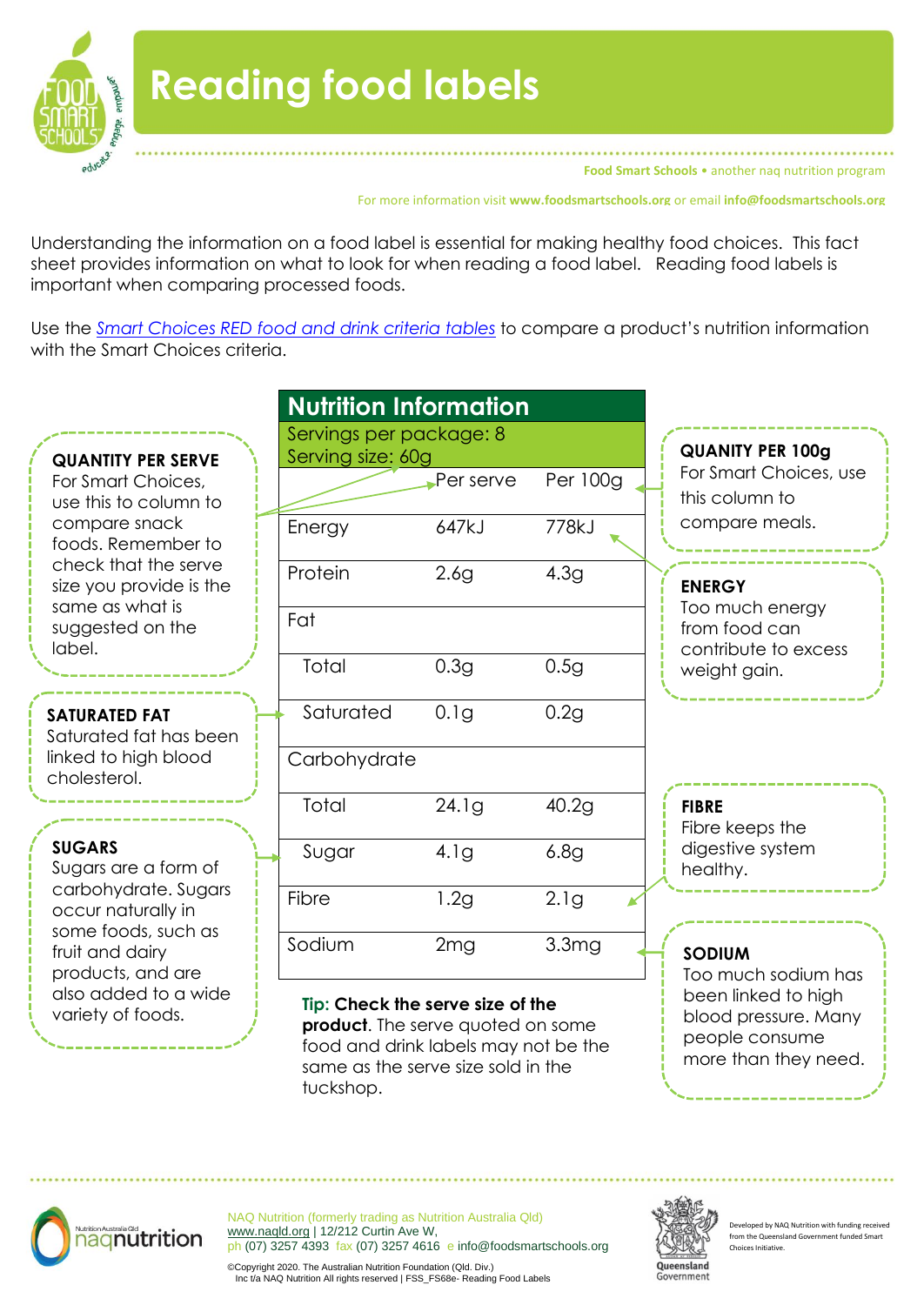# Reading food labels

Food Smart Schools • another naq nutrition program

For more information visit **www.foodsmartschools.org** or email **info@foodsmartschools.org**

Understanding the information on a food label is essential for making healthy food choices. This fact sheet provides information on what to look for when reading a food label. Reading food labels is important when comparing processed foods.

Use the *Smart Choices RED food and drink criteria tables* to compare a product's nutrition information with the Smart Choices criteria.

**QUANTITY PER SERVE**
For Smart Choices, use this to column to compare snack foods. Remember to check that the serve size you provide is the same as what is suggested on the label.

**SATURATED FAT**
Saturated fat has been linked to high blood cholesterol.

**SUGARS**
Sugars are a form of carbohydrate. Sugars occur naturally in some foods, such as fruit and dairy products, and are also added to a wide variety of foods.

**Nutrition Information**

Servings per package: 8
Serving size: 60g

| | Per serve | Per 100g |
|---|---|---|
| Energy | 647kJ | 778kJ |
| Protein | 2.6g | 4.3g |
| Fat | | |
| Total | 0.3g | 0.5g |
| Saturated | 0.1g | 0.2g |
| Carbohydrate | | |
| Total | 24.1g | 40.2g |
| Sugar | 4.1g | 6.8g |
| Fibre | 1.2g | 2.1g |
| Sodium | 2mg | 3.3mg |

**Tip: Check the serve size of the product**. The serve quoted on some food and drink labels may not be the same as the serve size sold in the tuckshop.

**QUANTITY PER 100g**
For Smart Choices, use this column to compare meals.

**ENERGY**
Too much energy from food can contribute to excess weight gain.

**FIBRE**
Fibre keeps the digestive system healthy.

**SODIUM**
Too much sodium has been linked to high blood pressure. Many people consume more than they need.

NAQ Nutrition (formerly trading as Nutrition Australia Qld)
www.naqld.org | 12/212 Curtin Ave W,
ph (07) 3257 4393 fax (07) 3257 4616 e info@foodsmartschools.org

©Copyright 2020. The Australian Nutrition Foundation (Qld. Div.) Inc t/a NAQ Nutrition All rights reserved | FSS_FS68e- Reading Food Labels

Developed by NAQ Nutrition with funding received from the Queensland Government funded Smart Choices Initiative.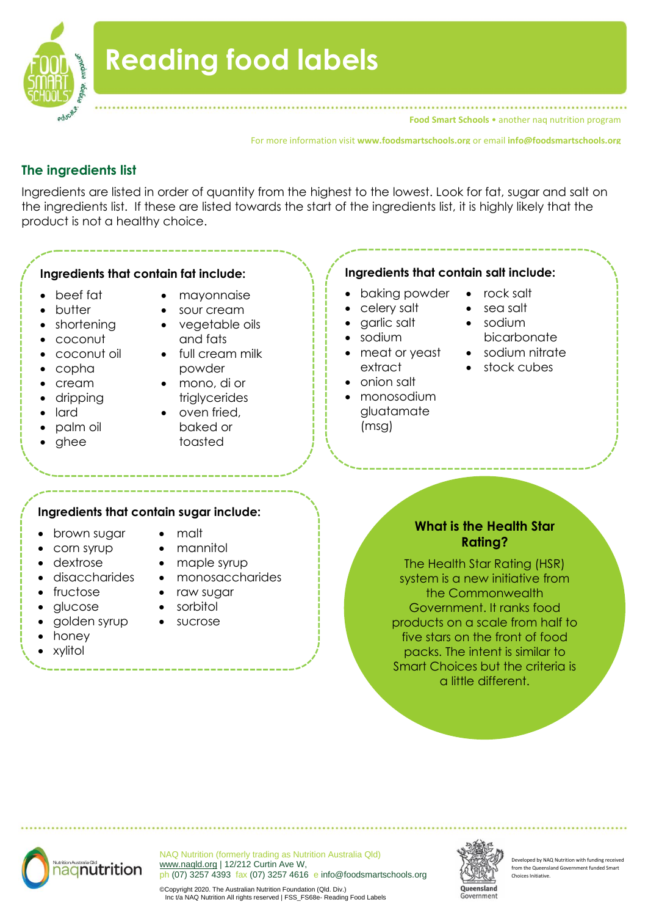// Reading food labels

Food Smart Schools • another naq nutrition program

For more information visit **www.foodsmartschools.org** or email **info@foodsmartschools.org**

## The ingredients list

Ingredients are listed in order of quantity from the highest to the lowest. Look for fat, sugar and salt on the ingredients list. If these are listed towards the start of the ingredients list, it is highly likely that the product is not a healthy choice.

### Ingredients that contain fat include:

- beef fat
- butter
- shortening
- coconut
- coconut oil
- copha
- cream
- dripping
- lard
- palm oil
- ghee
- mayonnaise
- sour cream
- vegetable oils and fats
- full cream milk powder
- mono, di or triglycerides
- oven fried, baked or toasted

### Ingredients that contain salt include:

- baking powder
- celery salt
- garlic salt
- sodium
- meat or yeast extract
- onion salt
- monosodium gluatamate (msg)
- rock salt
- sea salt
- sodium bicarbonate
- sodium nitrate
- stock cubes

### Ingredients that contain sugar include:

- brown sugar
- corn syrup
- dextrose
- disaccharides
- fructose
- glucose
- golden syrup
- honey
- xylitol
- malt
- mannitol
- maple syrup
- monosaccharides
- raw sugar
- sorbitol
- sucrose

### What is the Health Star Rating?

The Health Star Rating (HSR) system is a new initiative from the Commonwealth Government. It ranks food products on a scale from half to five stars on the front of food packs. The intent is similar to Smart Choices but the criteria is a little different.

NAQ Nutrition (formerly trading as Nutrition Australia Qld)
www.naqld.org | 12/212 Curtin Ave W,
ph (07) 3257 4393 fax (07) 3257 4616 e info@foodsmartschools.org

©Copyright 2020. The Australian Nutrition Foundation (Qld. Div.) Inc t/a NAQ Nutrition All rights reserved | FSS_FS68e- Reading Food Labels

Developed by NAQ Nutrition with funding received from the Queensland Government funded Smart Choices Initiative.